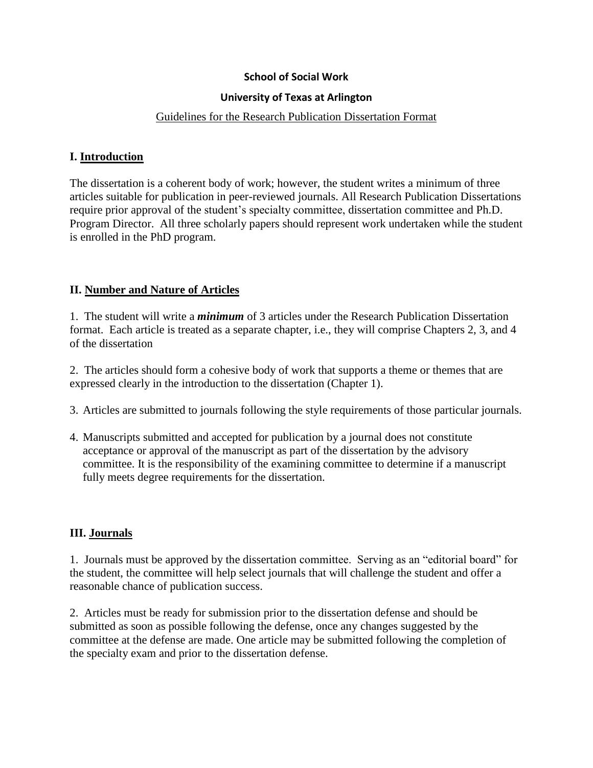**School of Social Work**

**University of Texas at Arlington**

Guidelines for the Research Publication Dissertation Format

## I. Introduction

The dissertation is a coherent body of work; however, the student writes a minimum of three articles suitable for publication in peer-reviewed journals. All Research Publication Dissertations require prior approval of the student's specialty committee, dissertation committee and Ph.D. Program Director. All three scholarly papers should represent work undertaken while the student is enrolled in the PhD program.

## II. Number and Nature of Articles

1. The student will write a ***minimum*** of 3 articles under the Research Publication Dissertation format. Each article is treated as a separate chapter, i.e., they will comprise Chapters 2, 3, and 4 of the dissertation

2. The articles should form a cohesive body of work that supports a theme or themes that are expressed clearly in the introduction to the dissertation (Chapter 1).

3. Articles are submitted to journals following the style requirements of those particular journals.

4. Manuscripts submitted and accepted for publication by a journal does not constitute acceptance or approval of the manuscript as part of the dissertation by the advisory committee. It is the responsibility of the examining committee to determine if a manuscript fully meets degree requirements for the dissertation.

## III. Journals

1. Journals must be approved by the dissertation committee. Serving as an "editorial board" for the student, the committee will help select journals that will challenge the student and offer a reasonable chance of publication success.

2. Articles must be ready for submission prior to the dissertation defense and should be submitted as soon as possible following the defense, once any changes suggested by the committee at the defense are made. One article may be submitted following the completion of the specialty exam and prior to the dissertation defense.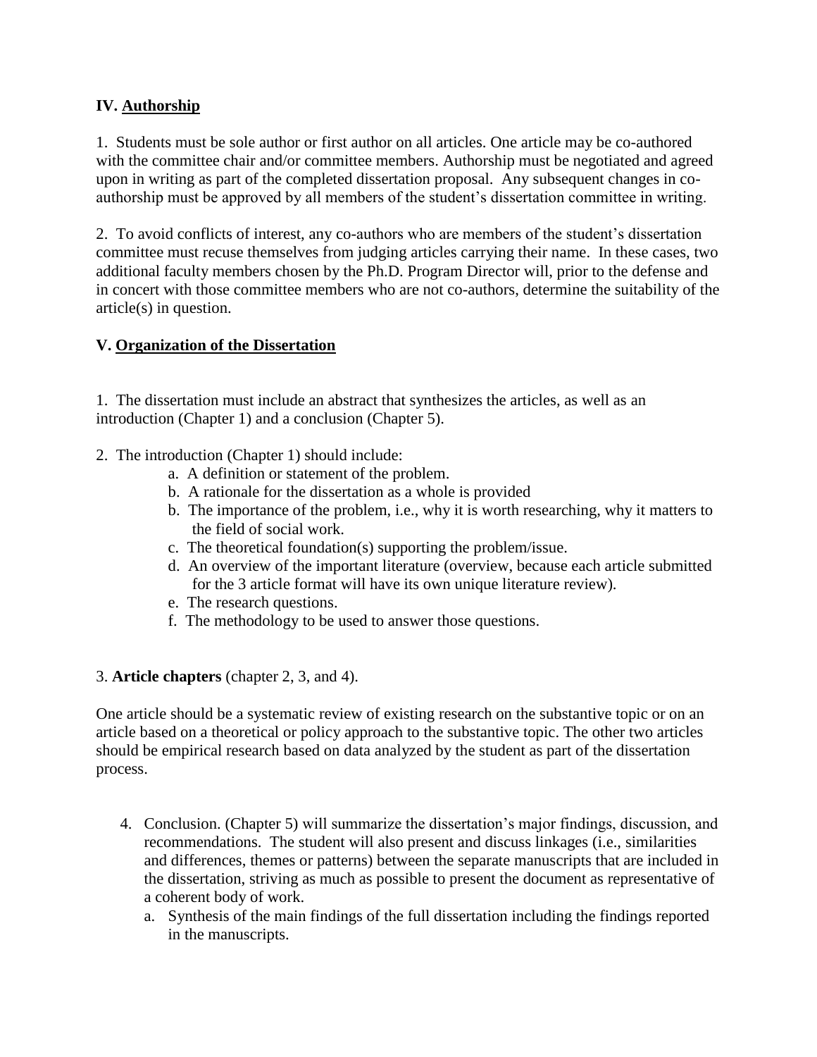## IV. Authorship

1. Students must be sole author or first author on all articles. One article may be co-authored with the committee chair and/or committee members. Authorship must be negotiated and agreed upon in writing as part of the completed dissertation proposal. Any subsequent changes in co-authorship must be approved by all members of the student's dissertation committee in writing.

2. To avoid conflicts of interest, any co-authors who are members of the student's dissertation committee must recuse themselves from judging articles carrying their name. In these cases, two additional faculty members chosen by the Ph.D. Program Director will, prior to the defense and in concert with those committee members who are not co-authors, determine the suitability of the article(s) in question.

## V. Organization of the Dissertation

1. The dissertation must include an abstract that synthesizes the articles, as well as an introduction (Chapter 1) and a conclusion (Chapter 5).

2. The introduction (Chapter 1) should include:
   - a. A definition or statement of the problem.
   - b. A rationale for the dissertation as a whole is provided
   - b. The importance of the problem, i.e., why it is worth researching, why it matters to the field of social work.
   - c. The theoretical foundation(s) supporting the problem/issue.
   - d. An overview of the important literature (overview, because each article submitted for the 3 article format will have its own unique literature review).
   - e. The research questions.
   - f. The methodology to be used to answer those questions.

3. **Article chapters** (chapter 2, 3, and 4).

One article should be a systematic review of existing research on the substantive topic or on an article based on a theoretical or policy approach to the substantive topic. The other two articles should be empirical research based on data analyzed by the student as part of the dissertation process.

4. Conclusion. (Chapter 5) will summarize the dissertation's major findings, discussion, and recommendations. The student will also present and discuss linkages (i.e., similarities and differences, themes or patterns) between the separate manuscripts that are included in the dissertation, striving as much as possible to present the document as representative of a coherent body of work.
   - a. Synthesis of the main findings of the full dissertation including the findings reported in the manuscripts.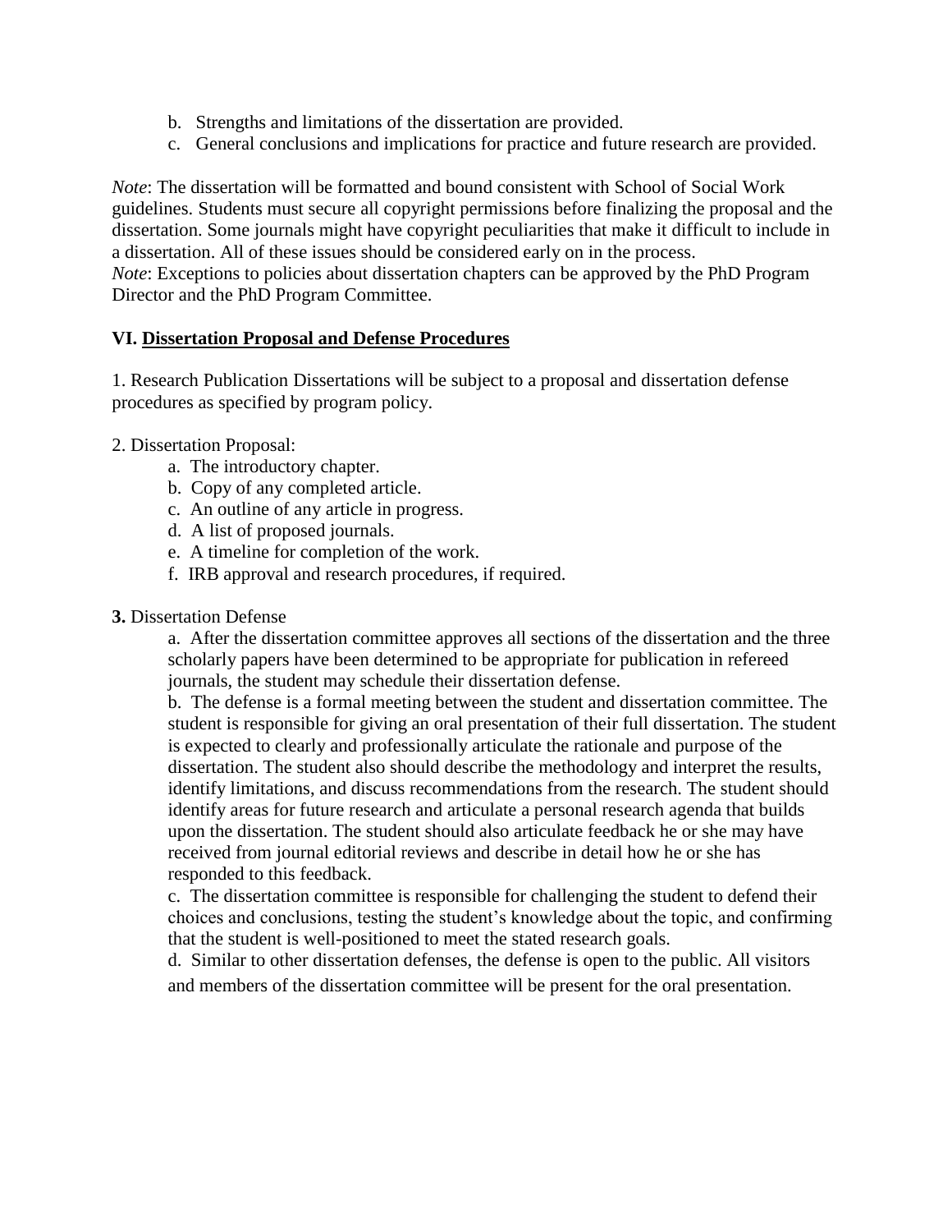b. Strengths and limitations of the dissertation are provided.
c. General conclusions and implications for practice and future research are provided.

*Note*: The dissertation will be formatted and bound consistent with School of Social Work guidelines. Students must secure all copyright permissions before finalizing the proposal and the dissertation. Some journals might have copyright peculiarities that make it difficult to include in a dissertation. All of these issues should be considered early on in the process.
*Note*: Exceptions to policies about dissertation chapters can be approved by the PhD Program Director and the PhD Program Committee.

## VI. Dissertation Proposal and Defense Procedures

1. Research Publication Dissertations will be subject to a proposal and dissertation defense procedures as specified by program policy.

2. Dissertation Proposal:
   a. The introductory chapter.
   b. Copy of any completed article.
   c. An outline of any article in progress.
   d. A list of proposed journals.
   e. A timeline for completion of the work.
   f. IRB approval and research procedures, if required.

**3.** Dissertation Defense

a. After the dissertation committee approves all sections of the dissertation and the three scholarly papers have been determined to be appropriate for publication in refereed journals, the student may schedule their dissertation defense.

b. The defense is a formal meeting between the student and dissertation committee. The student is responsible for giving an oral presentation of their full dissertation. The student is expected to clearly and professionally articulate the rationale and purpose of the dissertation. The student also should describe the methodology and interpret the results, identify limitations, and discuss recommendations from the research. The student should identify areas for future research and articulate a personal research agenda that builds upon the dissertation. The student should also articulate feedback he or she may have received from journal editorial reviews and describe in detail how he or she has responded to this feedback.

c. The dissertation committee is responsible for challenging the student to defend their choices and conclusions, testing the student's knowledge about the topic, and confirming that the student is well-positioned to meet the stated research goals.

d. Similar to other dissertation defenses, the defense is open to the public. All visitors and members of the dissertation committee will be present for the oral presentation.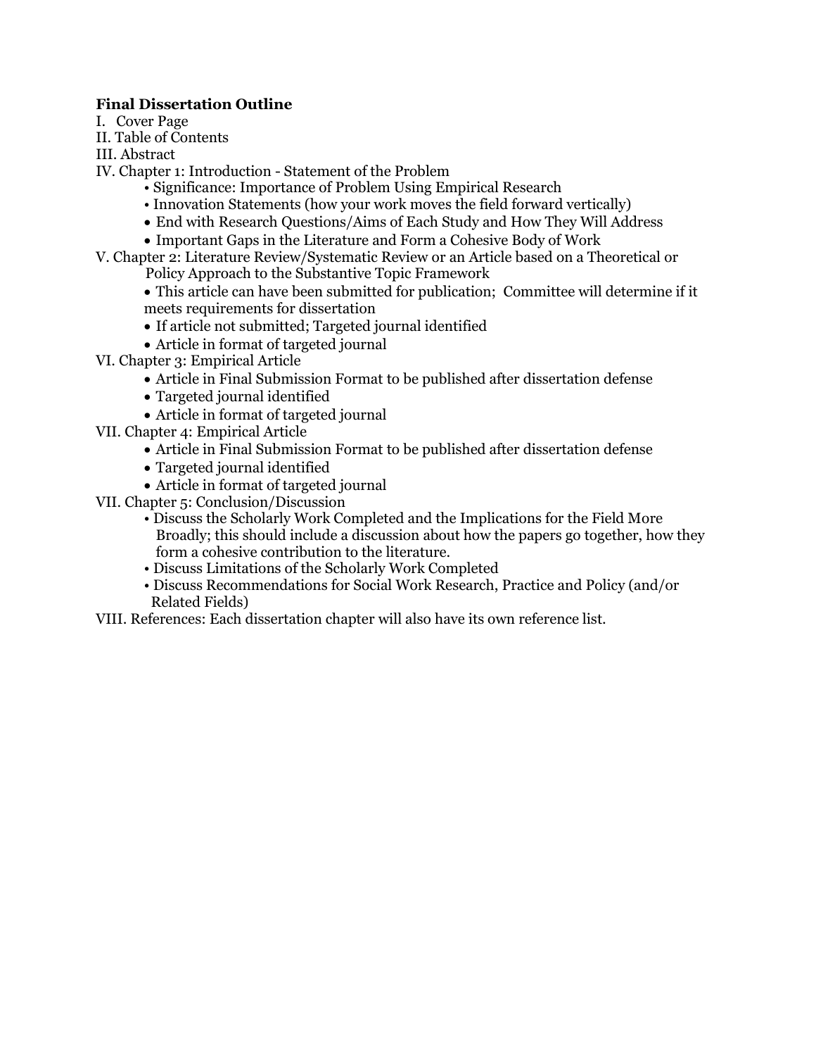**Final Dissertation Outline**

I. Cover Page

II. Table of Contents

III. Abstract

IV. Chapter 1: Introduction - Statement of the Problem

- Significance: Importance of Problem Using Empirical Research
- Innovation Statements (how your work moves the field forward vertically)
- End with Research Questions/Aims of Each Study and How They Will Address
- Important Gaps in the Literature and Form a Cohesive Body of Work

V. Chapter 2: Literature Review/Systematic Review or an Article based on a Theoretical or Policy Approach to the Substantive Topic Framework

- This article can have been submitted for publication; Committee will determine if it meets requirements for dissertation
- If article not submitted; Targeted journal identified
- Article in format of targeted journal

VI. Chapter 3: Empirical Article

- Article in Final Submission Format to be published after dissertation defense
- Targeted journal identified
- Article in format of targeted journal

VII. Chapter 4: Empirical Article

- Article in Final Submission Format to be published after dissertation defense
- Targeted journal identified
- Article in format of targeted journal

VII. Chapter 5: Conclusion/Discussion

- Discuss the Scholarly Work Completed and the Implications for the Field More Broadly; this should include a discussion about how the papers go together, how they form a cohesive contribution to the literature.
- Discuss Limitations of the Scholarly Work Completed
- Discuss Recommendations for Social Work Research, Practice and Policy (and/or Related Fields)

VIII. References: Each dissertation chapter will also have its own reference list.